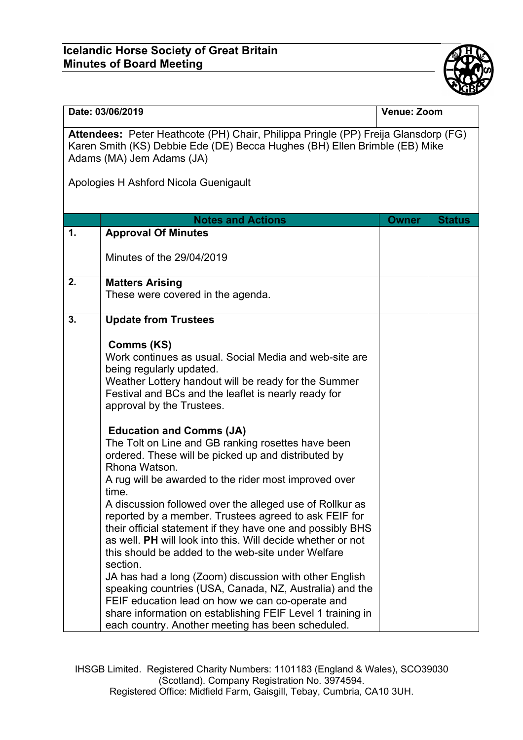**Icelandic Horse Society of Great Britain**
**Minutes of Board Meeting**

| **Date: 03/06/2019** | | **Venue: Zoom** | |
|---|---|---|---|
| **Attendees:** Peter Heathcote (PH) Chair, Philippa Pringle (PP) Freija Glansdorp (FG) Karen Smith (KS) Debbie Ede (DE) Becca Hughes (BH) Ellen Brimble (EB) Mike Adams (MA) Jem Adams (JA)<br><br>Apologies H Ashford Nicola Guenigault | | | |
| | **Notes and Actions** | **Owner** | **Status** |
| **1.** | **Approval Of Minutes**<br><br>Minutes of the 29/04/2019 | | |
| **2.** | **Matters Arising**<br>These were covered in the agenda. | | |
| **3.** | **Update from Trustees**<br><br>**Comms (KS)**<br>Work continues as usual. Social Media and web-site are being regularly updated.<br>Weather Lottery handout will be ready for the Summer Festival and BCs and the leaflet is nearly ready for approval by the Trustees.<br><br>**Education and Comms (JA)**<br>The Tolt on Line and GB ranking rosettes have been ordered. These will be picked up and distributed by Rhona Watson.<br>A rug will be awarded to the rider most improved over time.<br>A discussion followed over the alleged use of Rollkur as reported by a member. Trustees agreed to ask FEIF for their official statement if they have one and possibly BHS as well. **PH** will look into this. Will decide whether or not this should be added to the web-site under Welfare section.<br>JA has had a long (Zoom) discussion with other English speaking countries (USA, Canada, NZ, Australia) and the FEIF education lead on how we can co-operate and share information on establishing FEIF Level 1 training in each country. Another meeting has been scheduled. | | |

IHSGB Limited. Registered Charity Numbers: 1101183 (England & Wales), SCO39030 (Scotland). Company Registration No. 3974594.
Registered Office: Midfield Farm, Gaisgill, Tebay, Cumbria, CA10 3UH.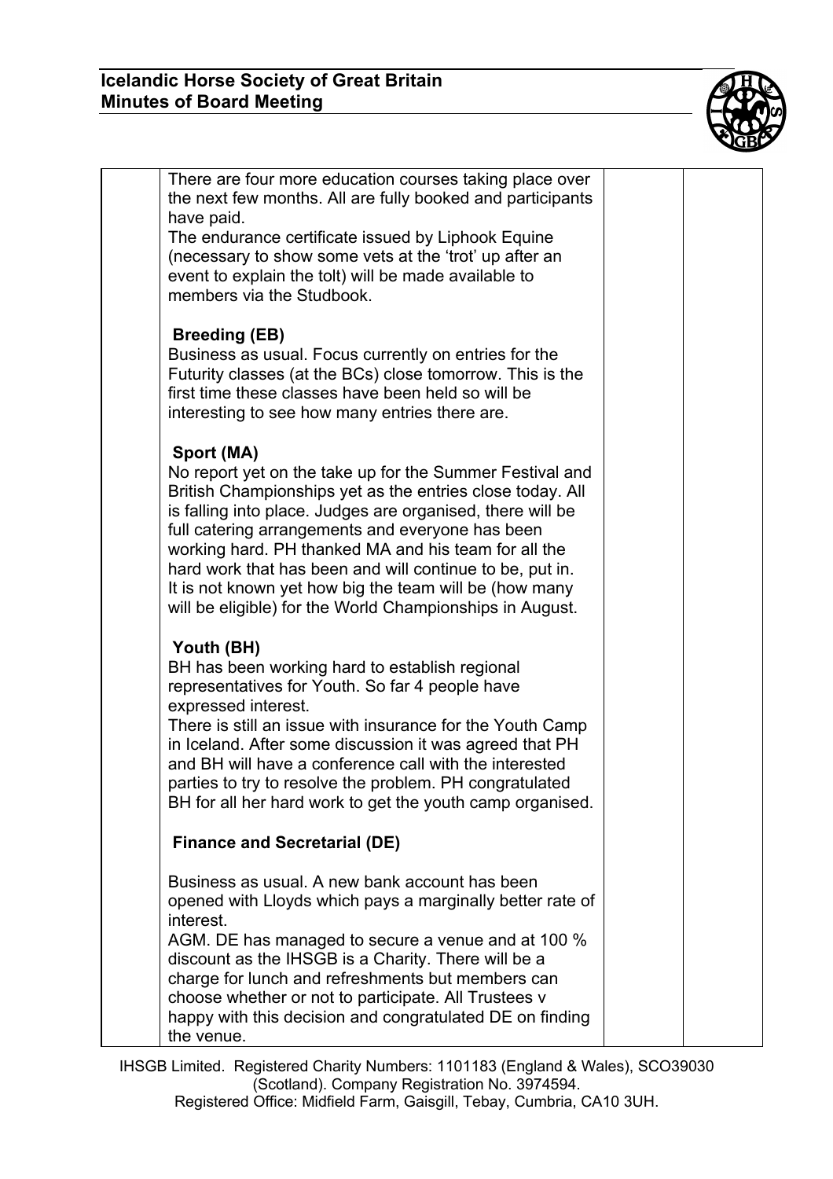| | | | |
|---|---|---|---|
| | There are four more education courses taking place over the next few months. All are fully booked and participants have paid.<br>The endurance certificate issued by Liphook Equine (necessary to show some vets at the 'trot' up after an event to explain the tolt) will be made available to members via the Studbook.<br><br>**Breeding (EB)**<br>Business as usual. Focus currently on entries for the Futurity classes (at the BCs) close tomorrow. This is the first time these classes have been held so will be interesting to see how many entries there are.<br><br>**Sport (MA)**<br>No report yet on the take up for the Summer Festival and British Championships yet as the entries close today. All is falling into place. Judges are organised, there will be full catering arrangements and everyone has been working hard. PH thanked MA and his team for all the hard work that has been and will continue to be, put in.<br>It is not known yet how big the team will be (how many will be eligible) for the World Championships in August.<br><br>**Youth (BH)**<br>BH has been working hard to establish regional representatives for Youth. So far 4 people have expressed interest.<br>There is still an issue with insurance for the Youth Camp in Iceland. After some discussion it was agreed that PH and BH will have a conference call with the interested parties to try to resolve the problem. PH congratulated BH for all her hard work to get the youth camp organised.<br><br>**Finance and Secretarial (DE)**<br><br>Business as usual. A new bank account has been opened with Lloyds which pays a marginally better rate of interest.<br>AGM. DE has managed to secure a venue and at 100 % discount as the IHSGB is a Charity. There will be a charge for lunch and refreshments but members can choose whether or not to participate. All Trustees v happy with this decision and congratulated DE on finding the venue. | | |

IHSGB Limited. Registered Charity Numbers: 1101183 (England & Wales), SCO39030 (Scotland). Company Registration No. 3974594.
Registered Office: Midfield Farm, Gaisgill, Tebay, Cumbria, CA10 3UH.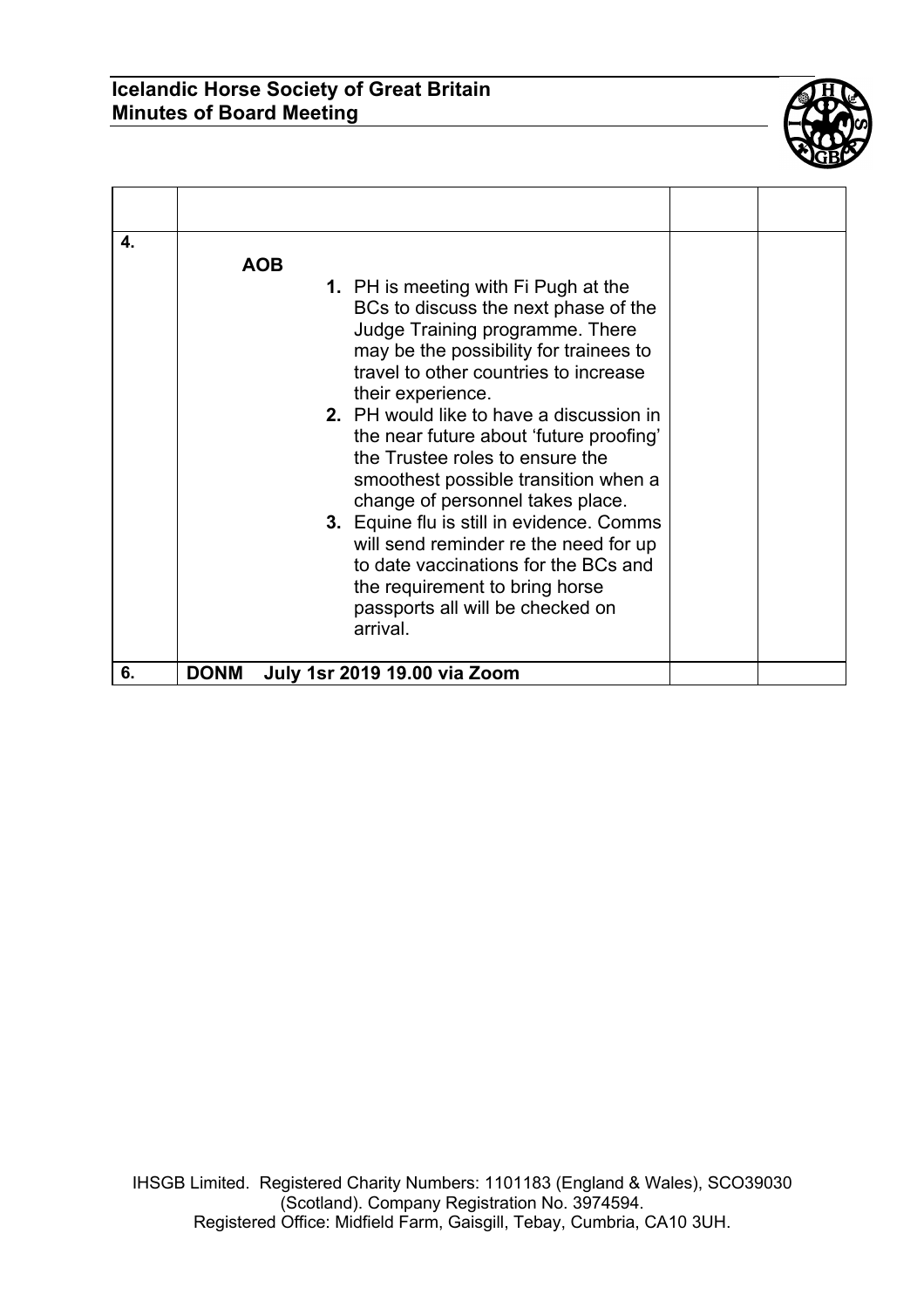| | | | |
|---|---|---|---|
| | | | |
| **4.** | **AOB**<br>**1.** PH is meeting with Fi Pugh at the BCs to discuss the next phase of the Judge Training programme. There may be the possibility for trainees to travel to other countries to increase their experience.<br>**2.** PH would like to have a discussion in the near future about 'future proofing' the Trustee roles to ensure the smoothest possible transition when a change of personnel takes place.<br>**3.** Equine flu is still in evidence. Comms will send reminder re the need for up to date vaccinations for the BCs and the requirement to bring horse passports all will be checked on arrival. | | |
| **6.** | **DONM July 1sr 2019 19.00 via Zoom** | | |

IHSGB Limited. Registered Charity Numbers: 1101183 (England & Wales), SCO39030 (Scotland). Company Registration No. 3974594.
Registered Office: Midfield Farm, Gaisgill, Tebay, Cumbria, CA10 3UH.